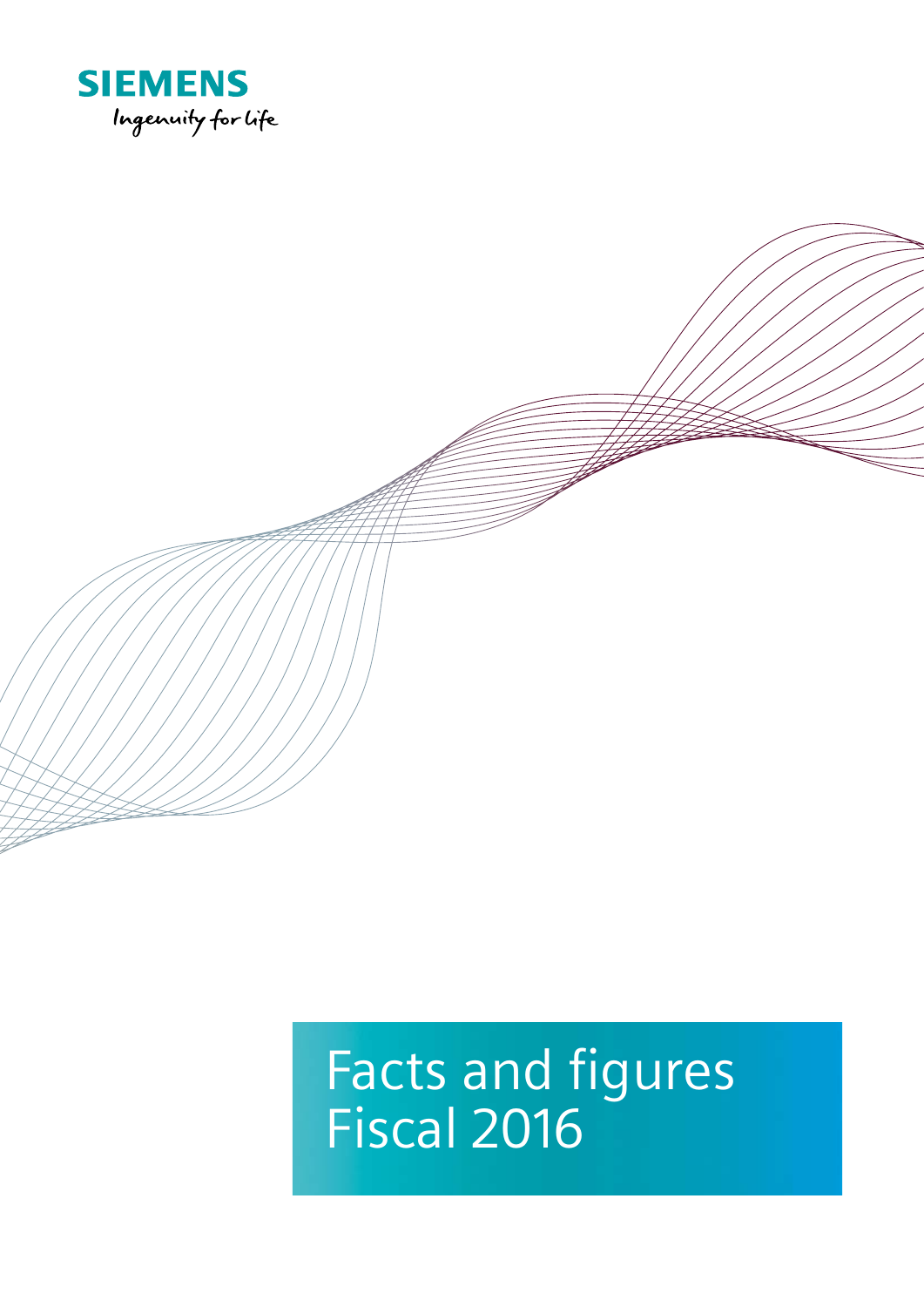SIEMENS

Ingenuity for life

# Facts and figures Fiscal 2016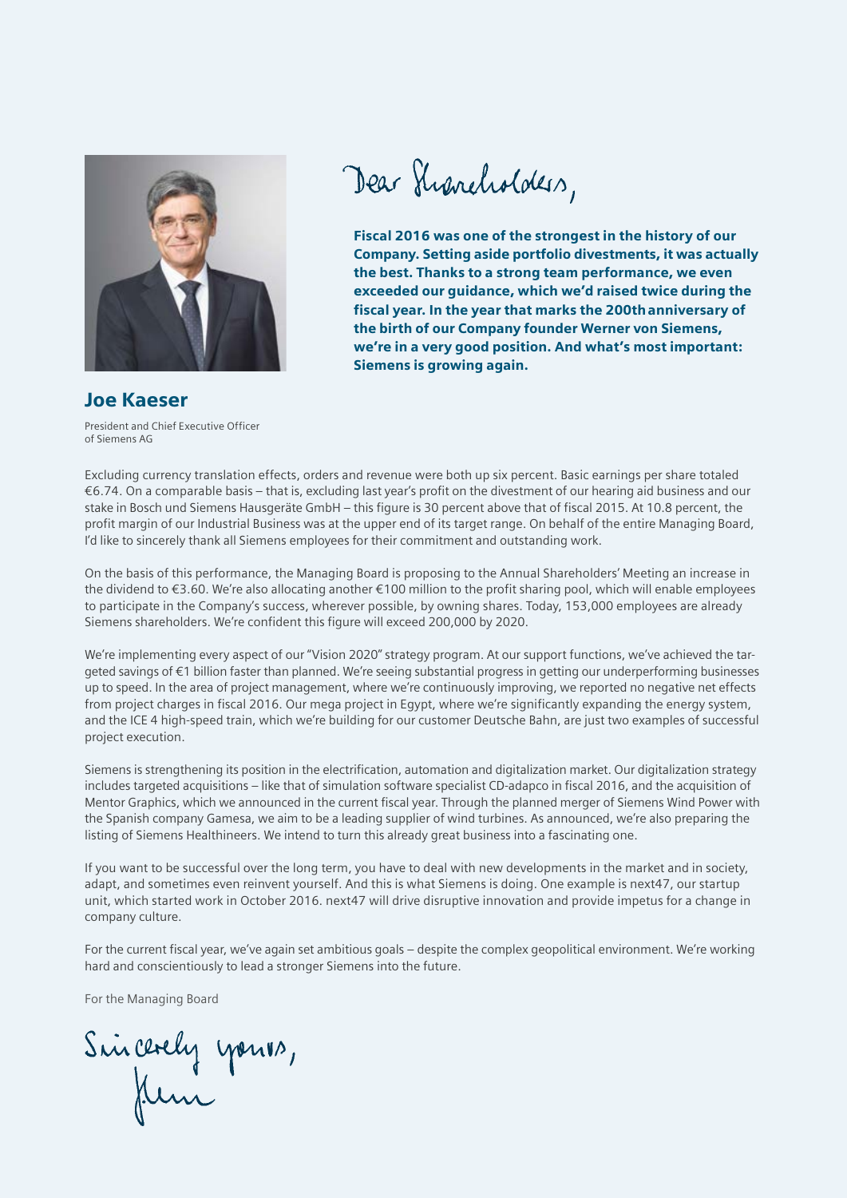Dear Shareholders,

**Fiscal 2016 was one of the strongest in the history of our Company. Setting aside portfolio divestments, it was actually the best. Thanks to a strong team performance, we even exceeded our guidance, which we'd raised twice during the fiscal year. In the year that marks the 200th anniversary of the birth of our Company founder Werner von Siemens, we're in a very good position. And what's most important: Siemens is growing again.**

## Joe Kaeser

President and Chief Executive Officer of Siemens AG

Excluding currency translation effects, orders and revenue were both up six percent. Basic earnings per share totaled €6.74. On a comparable basis – that is, excluding last year's profit on the divestment of our hearing aid business and our stake in Bosch und Siemens Hausgeräte GmbH – this figure is 30 percent above that of fiscal 2015. At 10.8 percent, the profit margin of our Industrial Business was at the upper end of its target range. On behalf of the entire Managing Board, I'd like to sincerely thank all Siemens employees for their commitment and outstanding work.

On the basis of this performance, the Managing Board is proposing to the Annual Shareholders' Meeting an increase in the dividend to €3.60. We're also allocating another €100 million to the profit sharing pool, which will enable employees to participate in the Company's success, wherever possible, by owning shares. Today, 153,000 employees are already Siemens shareholders. We're confident this figure will exceed 200,000 by 2020.

We're implementing every aspect of our "Vision 2020" strategy program. At our support functions, we've achieved the targeted savings of €1 billion faster than planned. We're seeing substantial progress in getting our underperforming businesses up to speed. In the area of project management, where we're continuously improving, we reported no negative net effects from project charges in fiscal 2016. Our mega project in Egypt, where we're significantly expanding the energy system, and the ICE 4 high-speed train, which we're building for our customer Deutsche Bahn, are just two examples of successful project execution.

Siemens is strengthening its position in the electrification, automation and digitalization market. Our digitalization strategy includes targeted acquisitions – like that of simulation software specialist CD-adapco in fiscal 2016, and the acquisition of Mentor Graphics, which we announced in the current fiscal year. Through the planned merger of Siemens Wind Power with the Spanish company Gamesa, we aim to be a leading supplier of wind turbines. As announced, we're also preparing the listing of Siemens Healthineers. We intend to turn this already great business into a fascinating one.

If you want to be successful over the long term, you have to deal with new developments in the market and in society, adapt, and sometimes even reinvent yourself. And this is what Siemens is doing. One example is next47, our startup unit, which started work in October 2016. next47 will drive disruptive innovation and provide impetus for a change in company culture.

For the current fiscal year, we've again set ambitious goals – despite the complex geopolitical environment. We're working hard and conscientiously to lead a stronger Siemens into the future.

For the Managing Board

Sincerely yours,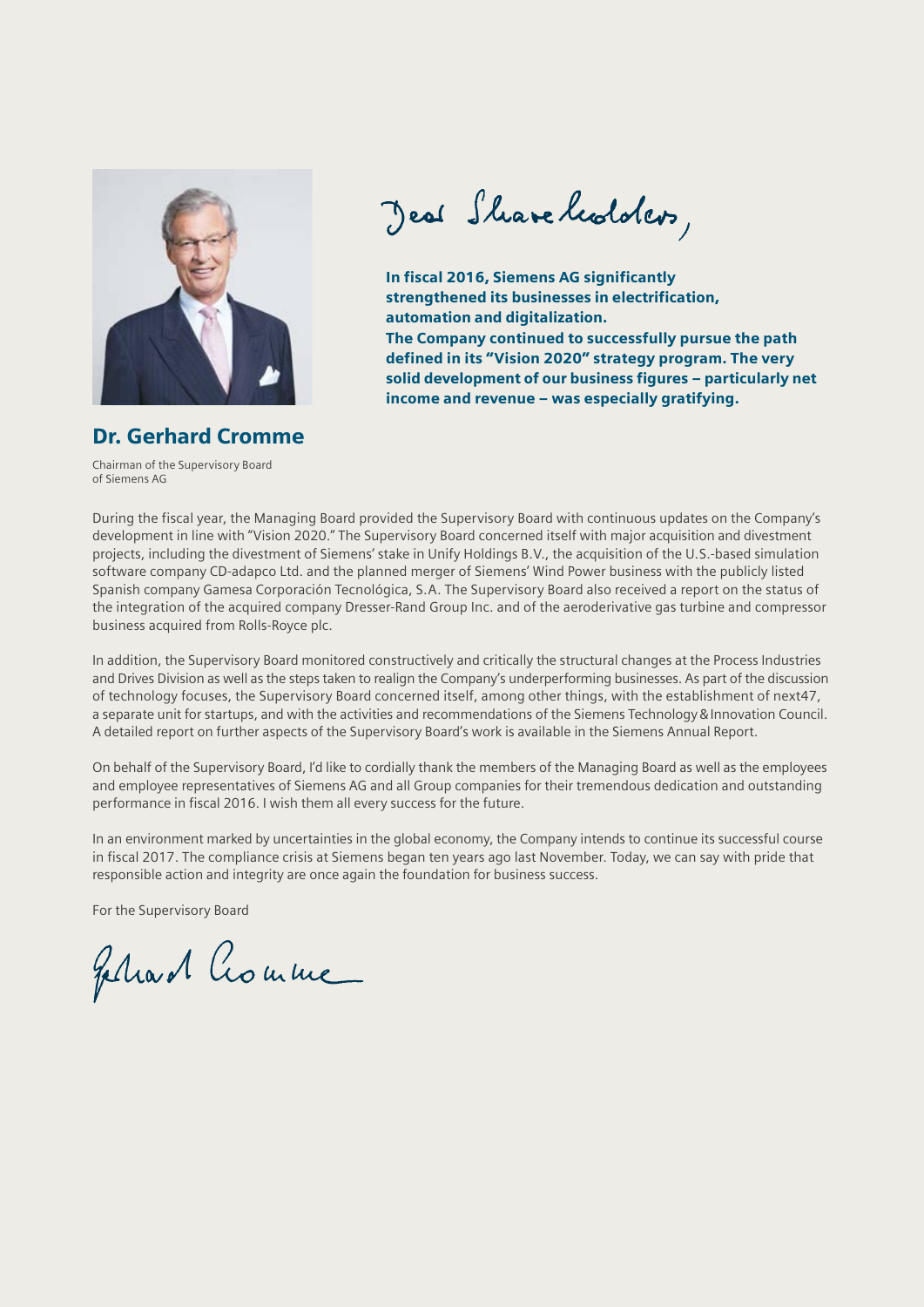Dear Shareholders,

**In fiscal 2016, Siemens AG significantly strengthened its businesses in electrification, automation and digitalization.**
**The Company continued to successfully pursue the path defined in its "Vision 2020" strategy program. The very solid development of our business figures – particularly net income and revenue – was especially gratifying.**

## Dr. Gerhard Cromme

Chairman of the Supervisory Board of Siemens AG

During the fiscal year, the Managing Board provided the Supervisory Board with continuous updates on the Company's development in line with "Vision 2020." The Supervisory Board concerned itself with major acquisition and divestment projects, including the divestment of Siemens' stake in Unify Holdings B.V., the acquisition of the U.S.-based simulation software company CD-adapco Ltd. and the planned merger of Siemens' Wind Power business with the publicly listed Spanish company Gamesa Corporación Tecnológica, S.A. The Supervisory Board also received a report on the status of the integration of the acquired company Dresser-Rand Group Inc. and of the aeroderivative gas turbine and compressor business acquired from Rolls-Royce plc.

In addition, the Supervisory Board monitored constructively and critically the structural changes at the Process Industries and Drives Division as well as the steps taken to realign the Company's underperforming businesses. As part of the discussion of technology focuses, the Supervisory Board concerned itself, among other things, with the establishment of next47, a separate unit for startups, and with the activities and recommendations of the Siemens Technology & Innovation Council. A detailed report on further aspects of the Supervisory Board's work is available in the Siemens Annual Report.

On behalf of the Supervisory Board, I'd like to cordially thank the members of the Managing Board as well as the employees and employee representatives of Siemens AG and all Group companies for their tremendous dedication and outstanding performance in fiscal 2016. I wish them all every success for the future.

In an environment marked by uncertainties in the global economy, the Company intends to continue its successful course in fiscal 2017. The compliance crisis at Siemens began ten years ago last November. Today, we can say with pride that responsible action and integrity are once again the foundation for business success.

For the Supervisory Board

Gerhard Cromme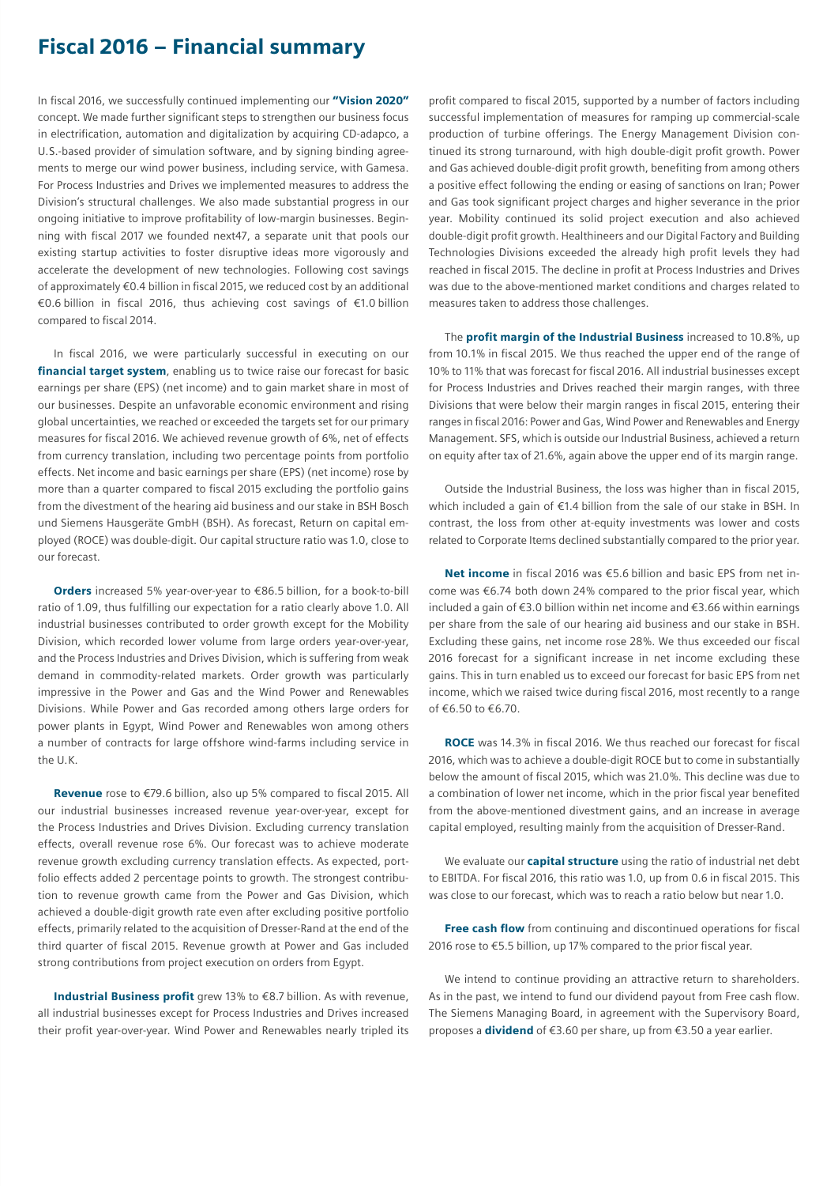# Fiscal 2016 – Financial summary

In fiscal 2016, we successfully continued implementing our **"Vision 2020"** concept. We made further significant steps to strengthen our business focus in electrification, automation and digitalization by acquiring CD-adapco, a U.S.-based provider of simulation software, and by signing binding agreements to merge our wind power business, including service, with Gamesa. For Process Industries and Drives we implemented measures to address the Division's structural challenges. We also made substantial progress in our ongoing initiative to improve profitability of low-margin businesses. Beginning with fiscal 2017 we founded next47, a separate unit that pools our existing startup activities to foster disruptive ideas more vigorously and accelerate the development of new technologies. Following cost savings of approximately €0.4 billion in fiscal 2015, we reduced cost by an additional €0.6 billion in fiscal 2016, thus achieving cost savings of €1.0 billion compared to fiscal 2014.

In fiscal 2016, we were particularly successful in executing on our **financial target system**, enabling us to twice raise our forecast for basic earnings per share (EPS) (net income) and to gain market share in most of our businesses. Despite an unfavorable economic environment and rising global uncertainties, we reached or exceeded the targets set for our primary measures for fiscal 2016. We achieved revenue growth of 6%, net of effects from currency translation, including two percentage points from portfolio effects. Net income and basic earnings per share (EPS) (net income) rose by more than a quarter compared to fiscal 2015 excluding the portfolio gains from the divestment of the hearing aid business and our stake in BSH Bosch und Siemens Hausgeräte GmbH (BSH). As forecast, Return on capital employed (ROCE) was double-digit. Our capital structure ratio was 1.0, close to our forecast.

**Orders** increased 5% year-over-year to €86.5 billion, for a book-to-bill ratio of 1.09, thus fulfilling our expectation for a ratio clearly above 1.0. All industrial businesses contributed to order growth except for the Mobility Division, which recorded lower volume from large orders year-over-year, and the Process Industries and Drives Division, which is suffering from weak demand in commodity-related markets. Order growth was particularly impressive in the Power and Gas and the Wind Power and Renewables Divisions. While Power and Gas recorded among others large orders for power plants in Egypt, Wind Power and Renewables won among others a number of contracts for large offshore wind-farms including service in the U.K.

**Revenue** rose to €79.6 billion, also up 5% compared to fiscal 2015. All our industrial businesses increased revenue year-over-year, except for the Process Industries and Drives Division. Excluding currency translation effects, overall revenue rose 6%. Our forecast was to achieve moderate revenue growth excluding currency translation effects. As expected, portfolio effects added 2 percentage points to growth. The strongest contribution to revenue growth came from the Power and Gas Division, which achieved a double-digit growth rate even after excluding positive portfolio effects, primarily related to the acquisition of Dresser-Rand at the end of the third quarter of fiscal 2015. Revenue growth at Power and Gas included strong contributions from project execution on orders from Egypt.

**Industrial Business profit** grew 13% to €8.7 billion. As with revenue, all industrial businesses except for Process Industries and Drives increased their profit year-over-year. Wind Power and Renewables nearly tripled its profit compared to fiscal 2015, supported by a number of factors including successful implementation of measures for ramping up commercial-scale production of turbine offerings. The Energy Management Division continued its strong turnaround, with high double-digit profit growth. Power and Gas achieved double-digit profit growth, benefiting from among others a positive effect following the ending or easing of sanctions on Iran; Power and Gas took significant project charges and higher severance in the prior year. Mobility continued its solid project execution and also achieved double-digit profit growth. Healthineers and our Digital Factory and Building Technologies Divisions exceeded the already high profit levels they had reached in fiscal 2015. The decline in profit at Process Industries and Drives was due to the above-mentioned market conditions and charges related to measures taken to address those challenges.

The **profit margin of the Industrial Business** increased to 10.8%, up from 10.1% in fiscal 2015. We thus reached the upper end of the range of 10% to 11% that was forecast for fiscal 2016. All industrial businesses except for Process Industries and Drives reached their margin ranges, with three Divisions that were below their margin ranges in fiscal 2015, entering their ranges in fiscal 2016: Power and Gas, Wind Power and Renewables and Energy Management. SFS, which is outside our Industrial Business, achieved a return on equity after tax of 21.6%, again above the upper end of its margin range.

Outside the Industrial Business, the loss was higher than in fiscal 2015, which included a gain of €1.4 billion from the sale of our stake in BSH. In contrast, the loss from other at-equity investments was lower and costs related to Corporate Items declined substantially compared to the prior year.

**Net income** in fiscal 2016 was €5.6 billion and basic EPS from net income was €6.74 both down 24% compared to the prior fiscal year, which included a gain of €3.0 billion within net income and €3.66 within earnings per share from the sale of our hearing aid business and our stake in BSH. Excluding these gains, net income rose 28%. We thus exceeded our fiscal 2016 forecast for a significant increase in net income excluding these gains. This in turn enabled us to exceed our forecast for basic EPS from net income, which we raised twice during fiscal 2016, most recently to a range of €6.50 to €6.70.

**ROCE** was 14.3% in fiscal 2016. We thus reached our forecast for fiscal 2016, which was to achieve a double-digit ROCE but to come in substantially below the amount of fiscal 2015, which was 21.0%. This decline was due to a combination of lower net income, which in the prior fiscal year benefited from the above-mentioned divestment gains, and an increase in average capital employed, resulting mainly from the acquisition of Dresser-Rand.

We evaluate our **capital structure** using the ratio of industrial net debt to EBITDA. For fiscal 2016, this ratio was 1.0, up from 0.6 in fiscal 2015. This was close to our forecast, which was to reach a ratio below but near 1.0.

**Free cash flow** from continuing and discontinued operations for fiscal 2016 rose to €5.5 billion, up 17% compared to the prior fiscal year.

We intend to continue providing an attractive return to shareholders. As in the past, we intend to fund our dividend payout from Free cash flow. The Siemens Managing Board, in agreement with the Supervisory Board, proposes a **dividend** of €3.60 per share, up from €3.50 a year earlier.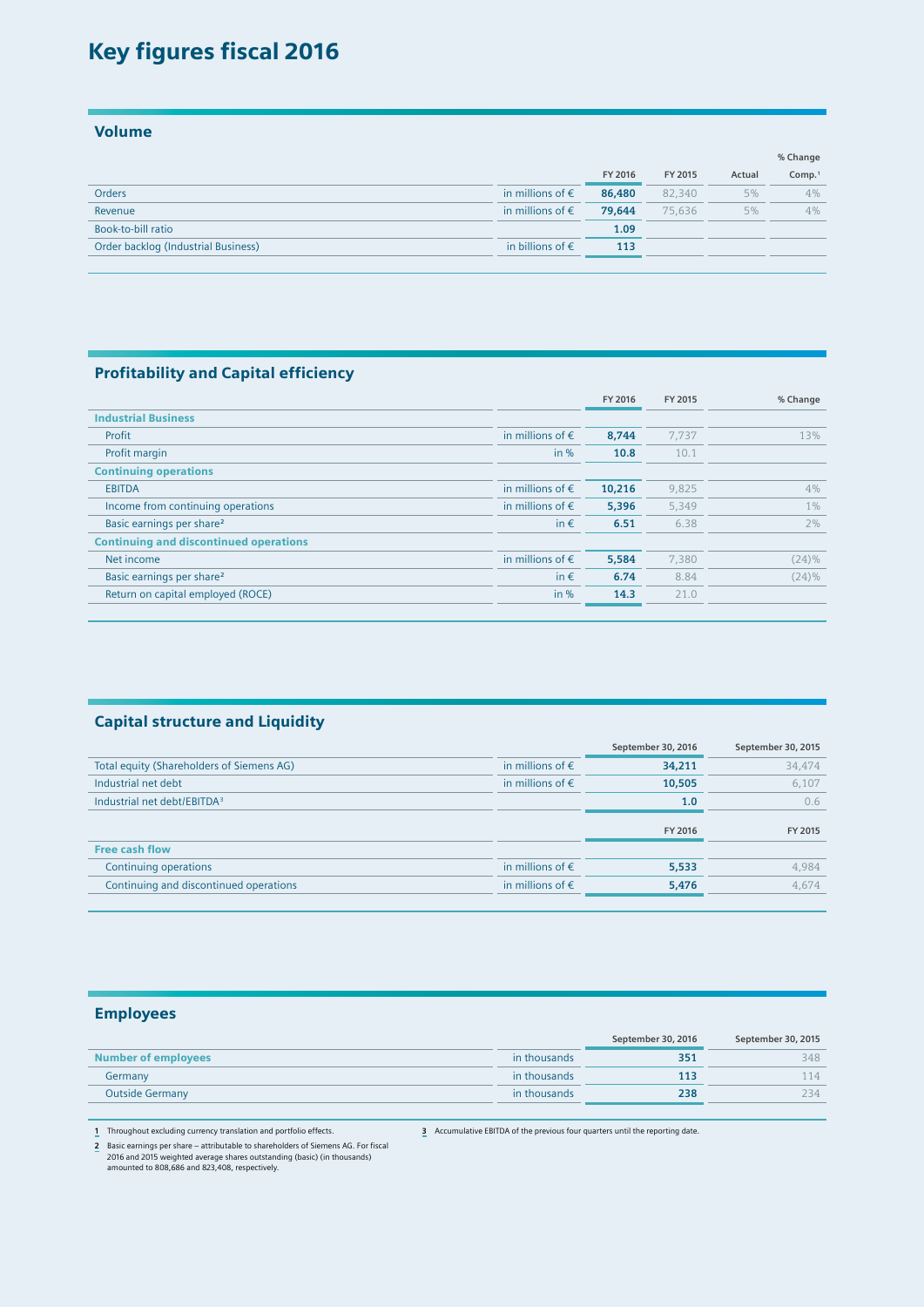# Key figures fiscal 2016

## Volume

| | | FY 2016 | FY 2015 | % Change Actual | % Change Comp.[1] |
|---|---|---|---|---|---|
| Orders | in millions of € | **86,480** | 82,340 | 5% | 4% |
| Revenue | in millions of € | **79,644** | 75,636 | 5% | 4% |
| Book-to-bill ratio | | **1.09** | | | |
| Order backlog (Industrial Business) | in billions of € | **113** | | | |

## Profitability and Capital efficiency

| | | FY 2016 | FY 2015 | % Change |
|---|---|---|---|---|
| **Industrial Business** | | | | |
| Profit | in millions of € | **8,744** | 7,737 | 13% |
| Profit margin | in % | **10.8** | 10.1 | |
| **Continuing operations** | | | | |
| EBITDA | in millions of € | **10,216** | 9,825 | 4% |
| Income from continuing operations | in millions of € | **5,396** | 5,349 | 1% |
| Basic earnings per share[2] | in € | **6.51** | 6.38 | 2% |
| **Continuing and discontinued operations** | | | | |
| Net income | in millions of € | **5,584** | 7,380 | (24)% |
| Basic earnings per share[2] | in € | **6.74** | 8.84 | (24)% |
| Return on capital employed (ROCE) | in % | **14.3** | 21.0 | |

## Capital structure and Liquidity

| | | September 30, 2016 | September 30, 2015 |
|---|---|---|---|
| Total equity (Shareholders of Siemens AG) | in millions of € | **34,211** | 34,474 |
| Industrial net debt | in millions of € | **10,505** | 6,107 |
| Industrial net debt/EBITDA[3] | | **1.0** | 0.6 |

| | | FY 2016 | FY 2015 |
|---|---|---|---|
| **Free cash flow** | | | |
| Continuing operations | in millions of € | **5,533** | 4,984 |
| Continuing and discontinued operations | in millions of € | **5,476** | 4,674 |

## Employees

| | | September 30, 2016 | September 30, 2015 |
|---|---|---|---|
| **Number of employees** | in thousands | **351** | 348 |
| Germany | in thousands | **113** | 114 |
| Outside Germany | in thousands | **238** | 234 |

1 Throughout excluding currency translation and portfolio effects.

2 Basic earnings per share – attributable to shareholders of Siemens AG. For fiscal 2016 and 2015 weighted average shares outstanding (basic) (in thousands) amounted to 808,686 and 823,408, respectively.

3 Accumulative EBITDA of the previous four quarters until the reporting date.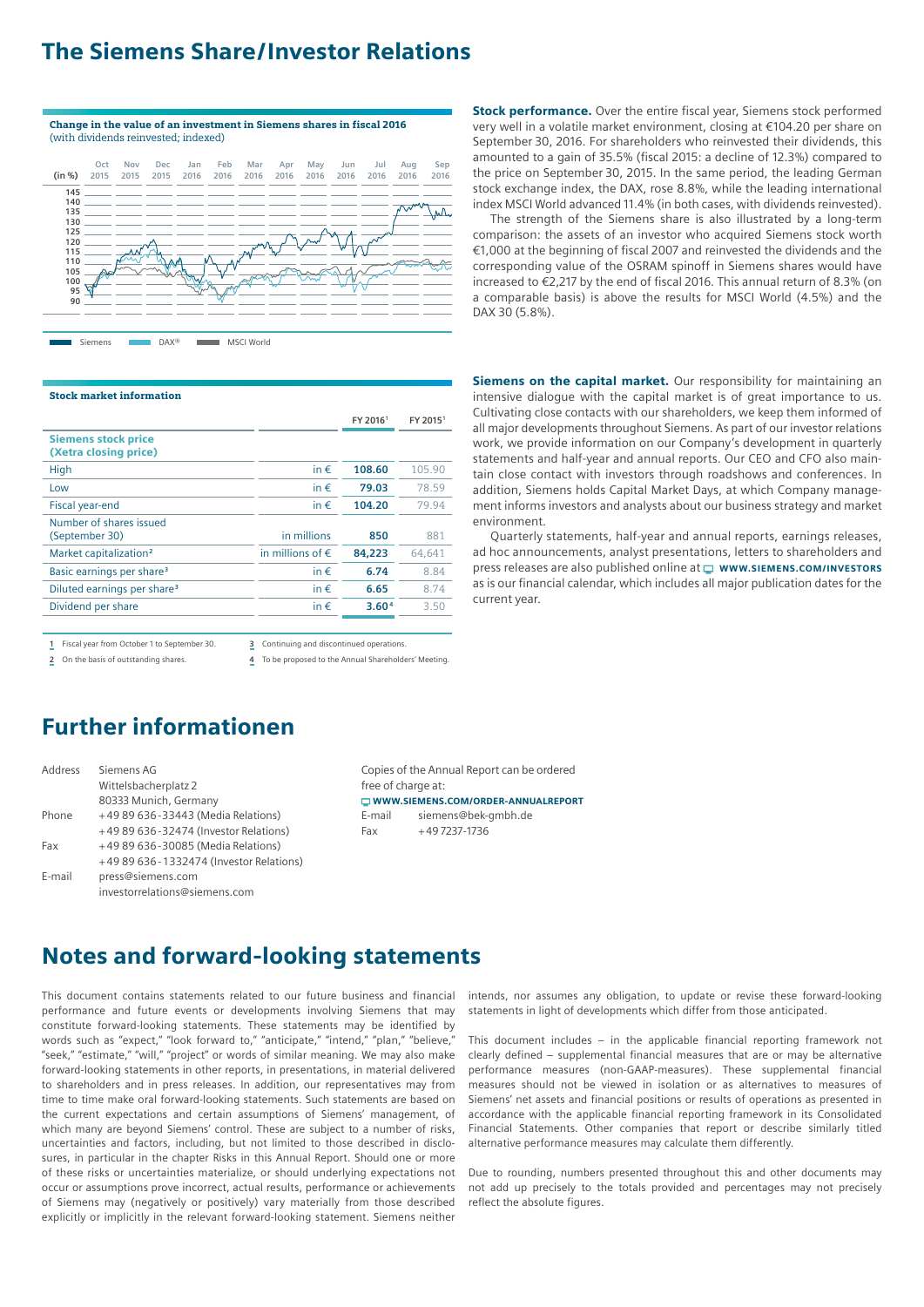# The Siemens Share/Investor Relations

**Change in the value of an investment in Siemens shares in fiscal 2016**
(with dividends reinvested; indexed)

(in %)
Oct 2015 Nov 2015 Dec 2015 Jan 2016 Feb 2016 Mar 2016 Apr 2016 May 2016 Jun 2016 Jul 2016 Aug 2016 Sep 2016

145
140
135
130
125
120
115
110
105
100
95
90

Siemens DAX® MSCI World

**Stock performance.** Over the entire fiscal year, Siemens stock performed very well in a volatile market environment, closing at €104.20 per share on September 30, 2016. For shareholders who reinvested their dividends, this amounted to a gain of 35.5% (fiscal 2015: a decline of 12.3%) compared to the price on September 30, 2015. In the same period, the leading German stock exchange index, the DAX, rose 8.8%, while the leading international index MSCI World advanced 11.4% (in both cases, with dividends reinvested).

The strength of the Siemens share is also illustrated by a long-term comparison: the assets of an investor who acquired Siemens stock worth €1,000 at the beginning of fiscal 2007 and reinvested the dividends and the corresponding value of the OSRAM spinoff in Siemens shares would have increased to €2,217 by the end of fiscal 2016. This annual return of 8.3% (on a comparable basis) is above the results for MSCI World (4.5%) and the DAX 30 (5.8%).

**Stock market information**

| | | FY 2016[1] | FY 2015[1] |
|---|---|---|---|
| **Siemens stock price (Xetra closing price)** | | | |
| High | in € | **108.60** | 105.90 |
| Low | in € | **79.03** | 78.59 |
| Fiscal year-end | in € | **104.20** | 79.94 |
| Number of shares issued (September 30) | in millions | **850** | 881 |
| Market capitalization[2] | in millions of € | **84,223** | 64,641 |
| Basic earnings per share[3] | in € | **6.74** | 8.84 |
| Diluted earnings per share[3] | in € | **6.65** | 8.74 |
| Dividend per share | in € | **3.60**[4] | 3.50 |

1 Fiscal year from October 1 to September 30.
2 On the basis of outstanding shares.
3 Continuing and discontinued operations.
4 To be proposed to the Annual Shareholders' Meeting.

**Siemens on the capital market.** Our responsibility for maintaining an intensive dialogue with the capital market is of great importance to us. Cultivating close contacts with our shareholders, we keep them informed of all major developments throughout Siemens. As part of our investor relations work, we provide information on our Company's development in quarterly statements and half-year and annual reports. Our CEO and CFO also maintain close contact with investors through roadshows and conferences. In addition, Siemens holds Capital Market Days, at which Company management informs investors and analysts about our business strategy and market environment.

Quarterly statements, half-year and annual reports, earnings releases, ad hoc announcements, analyst presentations, letters to shareholders and press releases are also published online at **WWW.SIEMENS.COM/INVESTORS** as is our financial calendar, which includes all major publication dates for the current year.

# Further informationen

| | |
|---|---|
| Address | Siemens AG<br>Wittelsbacherplatz 2<br>80333 Munich, Germany |
| Phone | +49 89 636-33443 (Media Relations)<br>+49 89 636-32474 (Investor Relations) |
| Fax | +49 89 636-30085 (Media Relations)<br>+49 89 636-1332474 (Investor Relations) |
| E-mail | press@siemens.com<br>investorrelations@siemens.com |

Copies of the Annual Report can be ordered free of charge at:
**WWW.SIEMENS.COM/ORDER-ANNUALREPORT**

| | |
|---|---|
| E-mail | siemens@bek-gmbh.de |
| Fax | +49 7237-1736 |

# Notes and forward-looking statements

This document contains statements related to our future business and financial performance and future events or developments involving Siemens that may constitute forward-looking statements. These statements may be identified by words such as "expect," "look forward to," "anticipate," "intend," "plan," "believe," "seek," "estimate," "will," "project" or words of similar meaning. We may also make forward-looking statements in other reports, in presentations, in material delivered to shareholders and in press releases. In addition, our representatives may from time to time make oral forward-looking statements. Such statements are based on the current expectations and certain assumptions of Siemens' management, of which many are beyond Siemens' control. These are subject to a number of risks, uncertainties and factors, including, but not limited to those described in disclosures, in particular in the chapter Risks in this Annual Report. Should one or more of these risks or uncertainties materialize, or should underlying expectations not occur or assumptions prove incorrect, actual results, performance or achievements of Siemens may (negatively or positively) vary materially from those described explicitly or implicitly in the relevant forward-looking statement. Siemens neither intends, nor assumes any obligation, to update or revise these forward-looking statements in light of developments which differ from those anticipated.

This document includes – in the applicable financial reporting framework not clearly defined – supplemental financial measures that are or may be alternative performance measures (non-GAAP-measures). These supplemental financial measures should not be viewed in isolation or as alternatives to measures of Siemens' net assets and financial positions or results of operations as presented in accordance with the applicable financial reporting framework in its Consolidated Financial Statements. Other companies that report or describe similarly titled alternative performance measures may calculate them differently.

Due to rounding, numbers presented throughout this and other documents may not add up precisely to the totals provided and percentages may not precisely reflect the absolute figures.